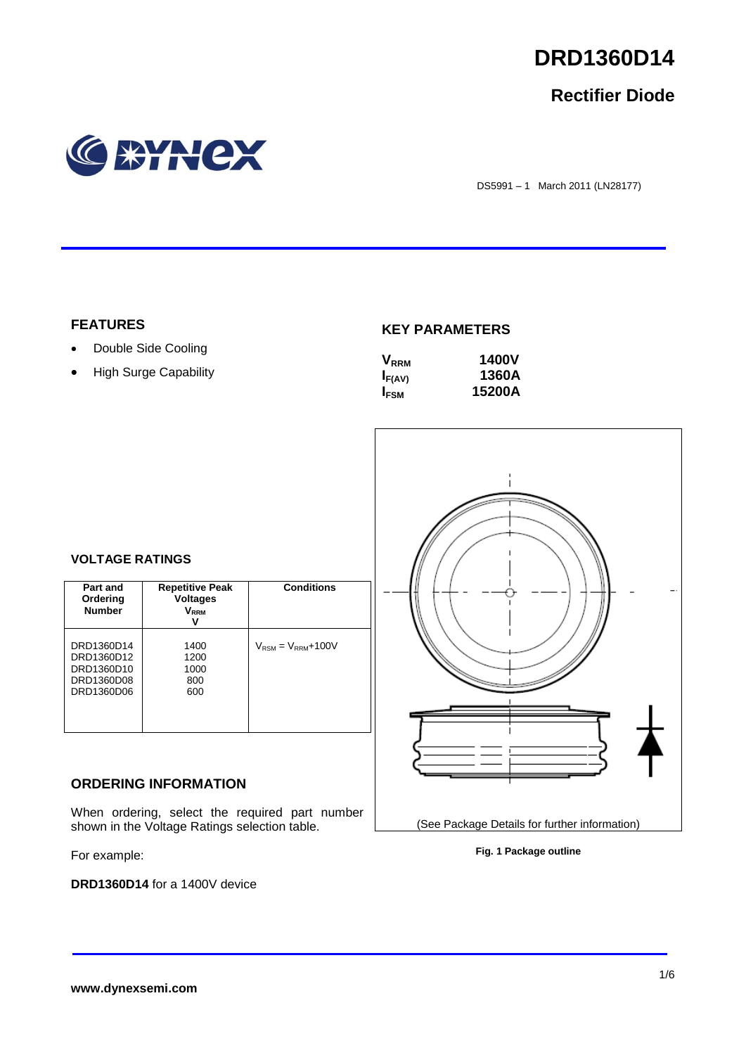# DRD1360D14

## Rectifier Diode

DS5991 – 1 March 2011 (LN28177)

### FEATURES

- Double Side Cooling
- High Surge Capability

### KEY PARAMETERS

| | |
|---|---|
| $V_{RRM}$ | 1400V |
| $I_{F(AV)}$ | 1360A |
| $I_{FSM}$ | 15200A |

### VOLTAGE RATINGS

| Part and Ordering Number | Repetitive Peak Voltages $V_{RRM}$ V | Conditions |
|---|---|---|
| DRD1360D14<br>DRD1360D12<br>DRD1360D10<br>DRD1360D08<br>DRD1360D06 | 1400<br>1200<br>1000<br>800<br>600 | $V_{RSM} = V_{RRM}$+100V |

### ORDERING INFORMATION

When ordering, select the required part number shown in the Voltage Ratings selection table.

For example:

**DRD1360D14** for a 1400V device

(See Package Details for further information)

**Fig. 1 Package outline**

**www.dynexsemi.com**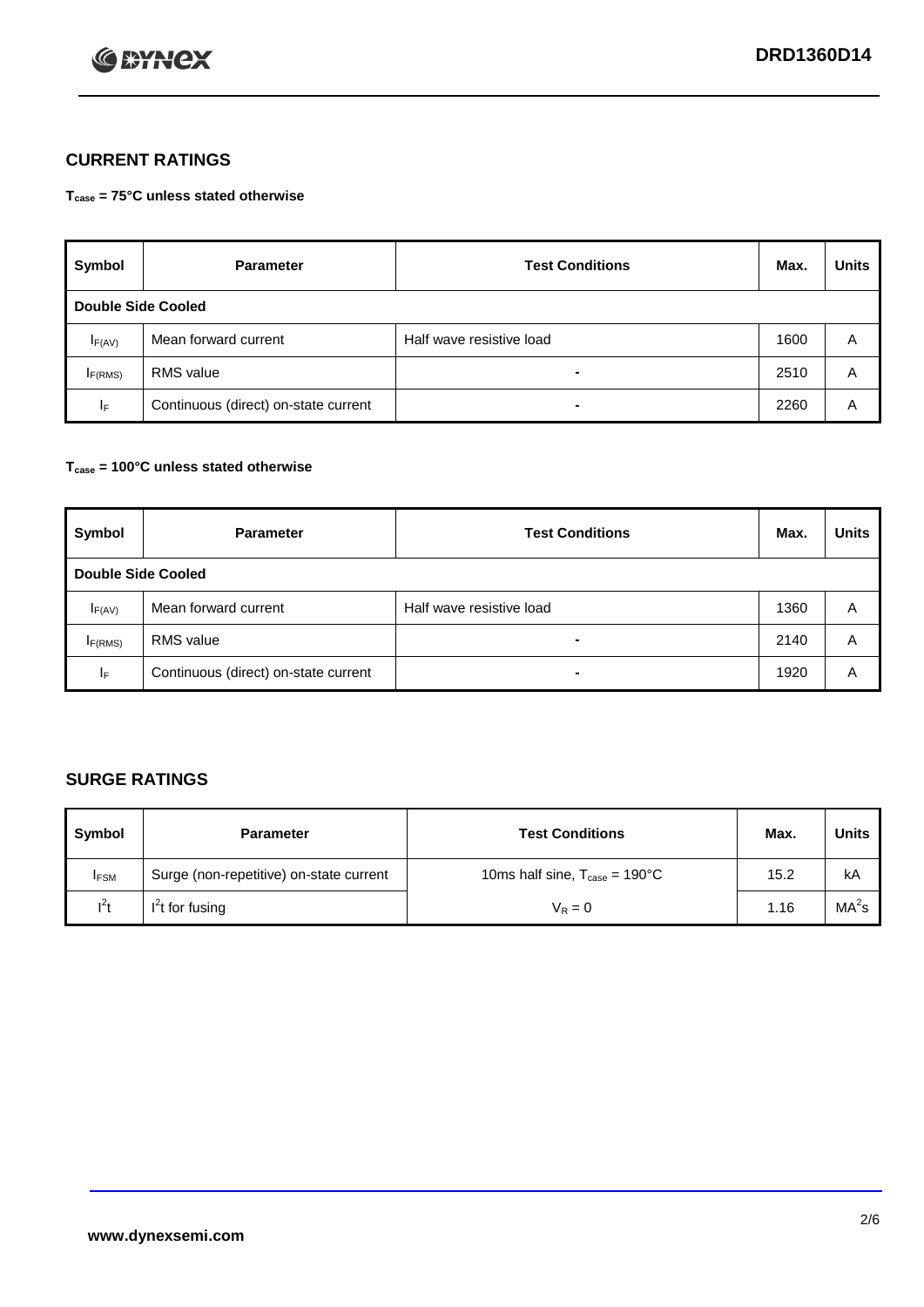## CURRENT RATINGS

**$T_{case}$ = 75°C unless stated otherwise**

| Symbol | Parameter | Test Conditions | Max. | Units |
|---|---|---|---|---|
| **Double Side Cooled** | | | | |
| $I_{F(AV)}$ | Mean forward current | Half wave resistive load | 1600 | A |
| $I_{F(RMS)}$ | RMS value | - | 2510 | A |
| $I_F$ | Continuous (direct) on-state current | - | 2260 | A |

**$T_{case}$ = 100°C unless stated otherwise**

| Symbol | Parameter | Test Conditions | Max. | Units |
|---|---|---|---|---|
| **Double Side Cooled** | | | | |
| $I_{F(AV)}$ | Mean forward current | Half wave resistive load | 1360 | A |
| $I_{F(RMS)}$ | RMS value | - | 2140 | A |
| $I_F$ | Continuous (direct) on-state current | - | 1920 | A |

## SURGE RATINGS

| Symbol | Parameter | Test Conditions | Max. | Units |
|---|---|---|---|---|
| $I_{FSM}$ | Surge (non-repetitive) on-state current | 10ms half sine, $T_{case}$ = 190°C | 15.2 | kA |
| $I^2t$ | $I^2t$ for fusing | $V_R = 0$ | 1.16 | $MA^2s$ |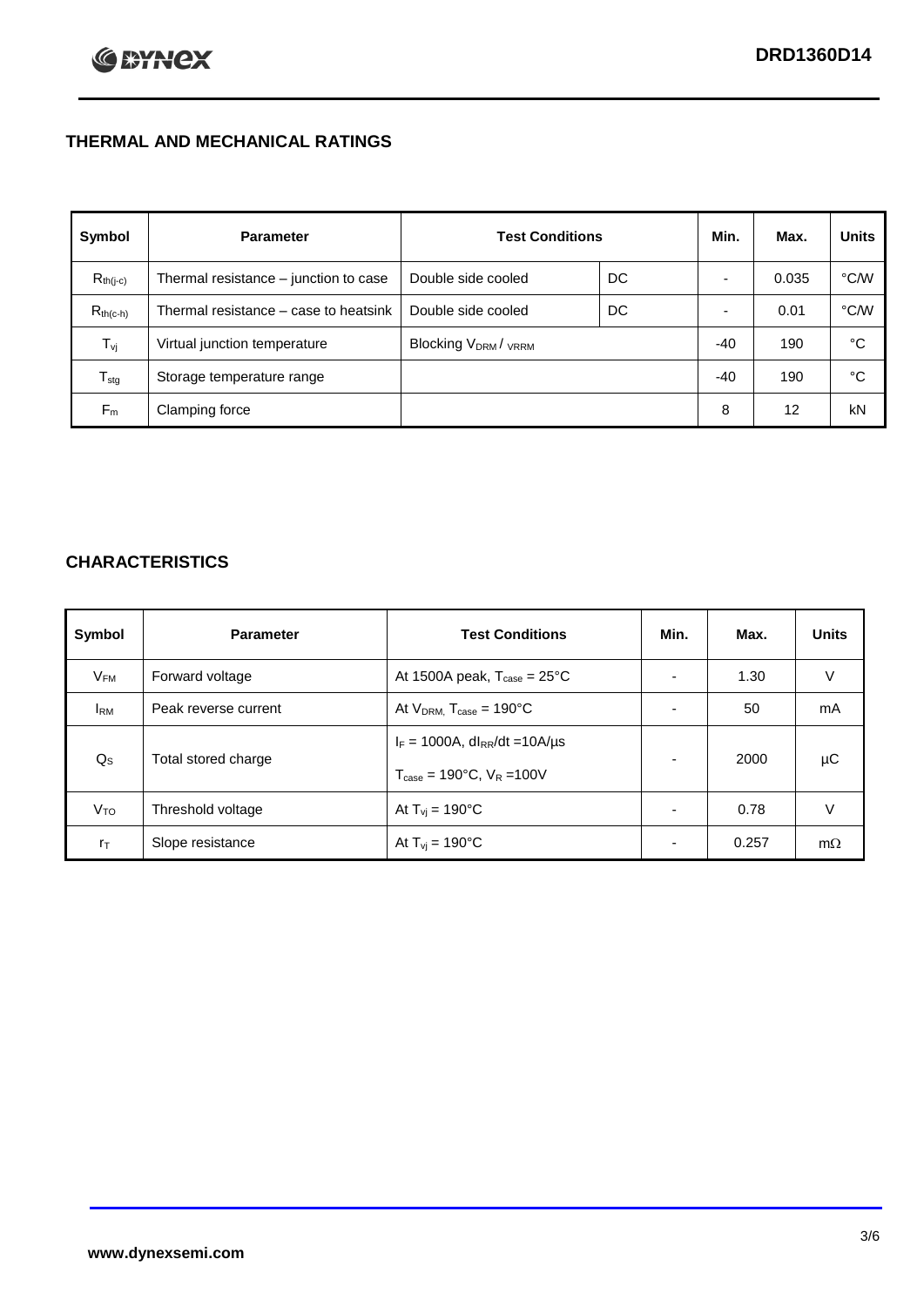## THERMAL AND MECHANICAL RATINGS

| Symbol | Parameter | Test Conditions | | Min. | Max. | Units |
|---|---|---|---|---|---|---|
| $R_{th(j-c)}$ | Thermal resistance – junction to case | Double side cooled | DC | - | 0.035 | °C/W |
| $R_{th(c-h)}$ | Thermal resistance – case to heatsink | Double side cooled | DC | - | 0.01 | °C/W |
| $T_{vj}$ | Virtual junction temperature | Blocking $V_{DRM}$ / $_{VRRM}$ | | -40 | 190 | °C |
| $T_{stg}$ | Storage temperature range | | | -40 | 190 | °C |
| $F_m$ | Clamping force | | | 8 | 12 | kN |

## CHARACTERISTICS

| Symbol | Parameter | Test Conditions | Min. | Max. | Units |
|---|---|---|---|---|---|
| $V_{FM}$ | Forward voltage | At 1500A peak, $T_{case}$ = 25°C | - | 1.30 | V |
| $I_{RM}$ | Peak reverse current | At $V_{DRM,}$ $T_{case}$ = 190°C | - | 50 | mA |
| $Q_S$ | Total stored charge | $I_F$ = 1000A, $dI_{RR}/dt$ =10A/µs<br>$T_{case}$ = 190°C, $V_R$ =100V | - | 2000 | µC |
| $V_{TO}$ | Threshold voltage | At $T_{vj}$ = 190°C | - | 0.78 | V |
| $r_T$ | Slope resistance | At $T_{vj}$ = 190°C | - | 0.257 | mΩ |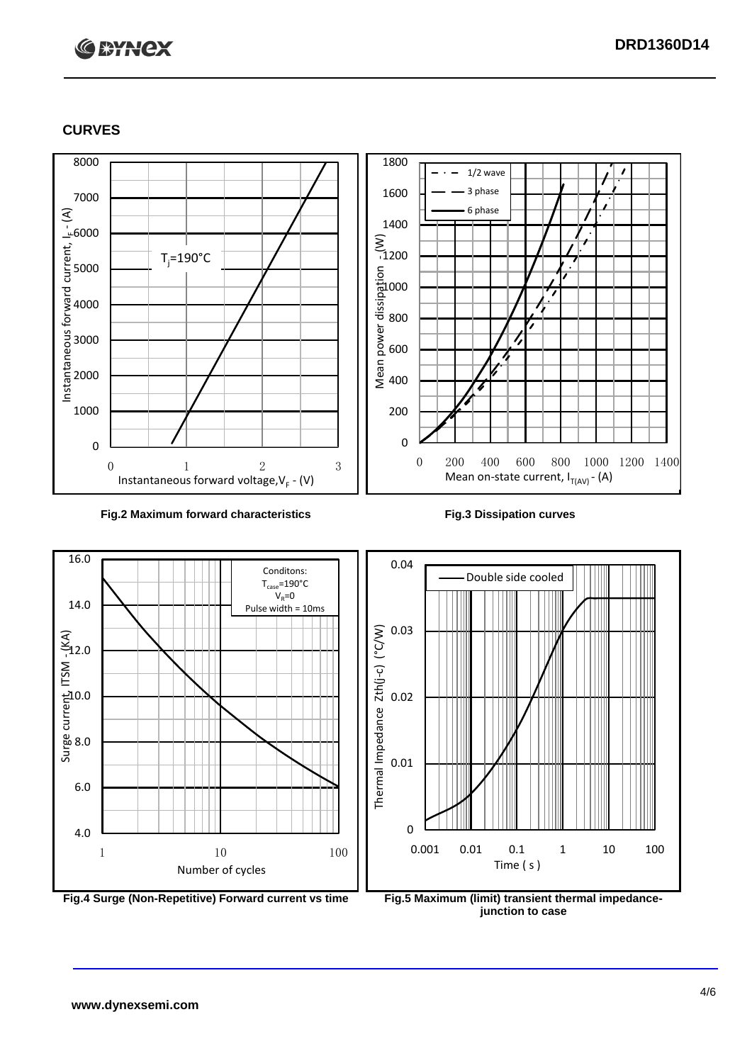## CURVES

Fig.2 Maximum forward characteristics

Fig.3 Dissipation curves

Fig.4 Surge (Non-Repetitive) Forward current vs time

Fig.5 Maximum (limit) transient thermal impedance-junction to case

www.dynexsemi.com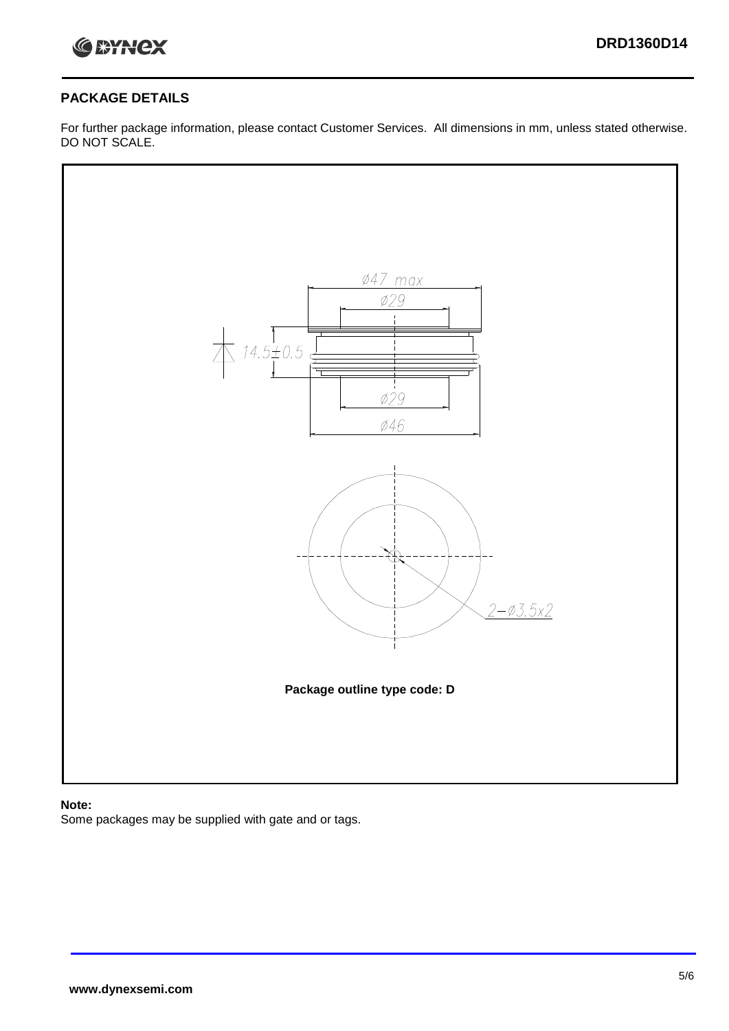## PACKAGE DETAILS

For further package information, please contact Customer Services. All dimensions in mm, unless stated otherwise. DO NOT SCALE.

Ø47 max

Ø29

14.5±0.5

Ø29

Ø46

2–Ø3.5x2

**Package outline type code: D**

**Note:**

Some packages may be supplied with gate and or tags.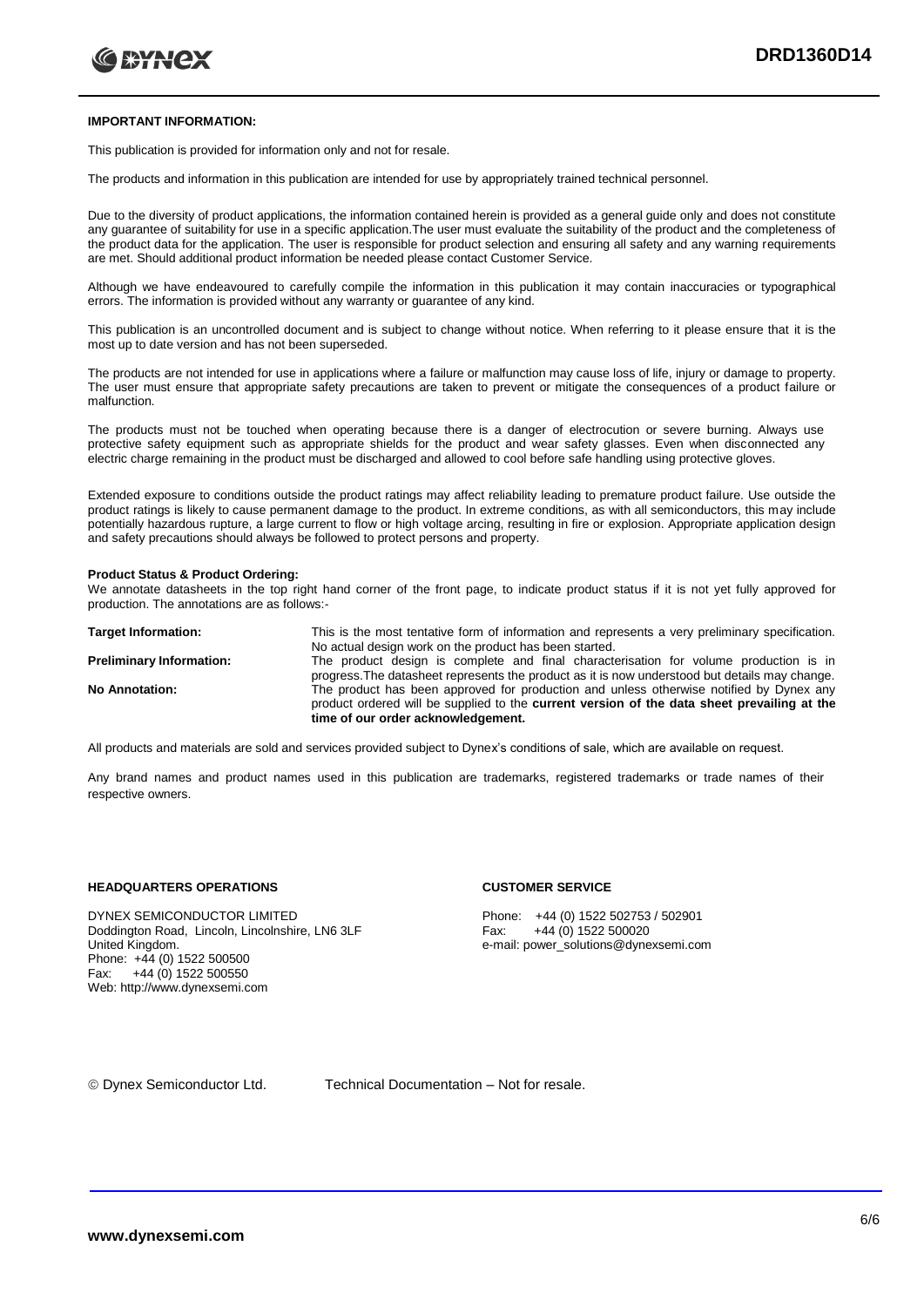**IMPORTANT INFORMATION:**

This publication is provided for information only and not for resale.

The products and information in this publication are intended for use by appropriately trained technical personnel.

Due to the diversity of product applications, the information contained herein is provided as a general guide only and does not constitute any guarantee of suitability for use in a specific application.The user must evaluate the suitability of the product and the completeness of the product data for the application. The user is responsible for product selection and ensuring all safety and any warning requirements are met. Should additional product information be needed please contact Customer Service.

Although we have endeavoured to carefully compile the information in this publication it may contain inaccuracies or typographical errors. The information is provided without any warranty or guarantee of any kind.

This publication is an uncontrolled document and is subject to change without notice. When referring to it please ensure that it is the most up to date version and has not been superseded.

The products are not intended for use in applications where a failure or malfunction may cause loss of life, injury or damage to property. The user must ensure that appropriate safety precautions are taken to prevent or mitigate the consequences of a product failure or malfunction.

The products must not be touched when operating because there is a danger of electrocution or severe burning. Always use protective safety equipment such as appropriate shields for the product and wear safety glasses. Even when disconnected any electric charge remaining in the product must be discharged and allowed to cool before safe handling using protective gloves.

Extended exposure to conditions outside the product ratings may affect reliability leading to premature product failure. Use outside the product ratings is likely to cause permanent damage to the product. In extreme conditions, as with all semiconductors, this may include potentially hazardous rupture, a large current to flow or high voltage arcing, resulting in fire or explosion. Appropriate application design and safety precautions should always be followed to protect persons and property.

**Product Status & Product Ordering:**
We annotate datasheets in the top right hand corner of the front page, to indicate product status if it is not yet fully approved for production. The annotations are as follows:-

| | |
|---|---|
| **Target Information:** | This is the most tentative form of information and represents a very preliminary specification. No actual design work on the product has been started. |
| **Preliminary Information:** | The product design is complete and final characterisation for volume production is in progress.The datasheet represents the product as it is now understood but details may change. |
| **No Annotation:** | The product has been approved for production and unless otherwise notified by Dynex any product ordered will be supplied to the **current version of the data sheet prevailing at the time of our order acknowledgement.** |

All products and materials are sold and services provided subject to Dynex's conditions of sale, which are available on request.

Any brand names and product names used in this publication are trademarks, registered trademarks or trade names of their respective owners.

**HEADQUARTERS OPERATIONS**

DYNEX SEMICONDUCTOR LIMITED
Doddington Road, Lincoln, Lincolnshire, LN6 3LF
United Kingdom.
Phone: +44 (0) 1522 500500
Fax: +44 (0) 1522 500550
Web: http://www.dynexsemi.com

**CUSTOMER SERVICE**

Phone: +44 (0) 1522 502753 / 502901
Fax: +44 (0) 1522 500020
e-mail: power_solutions@dynexsemi.com

© Dynex Semiconductor Ltd. Technical Documentation – Not for resale.